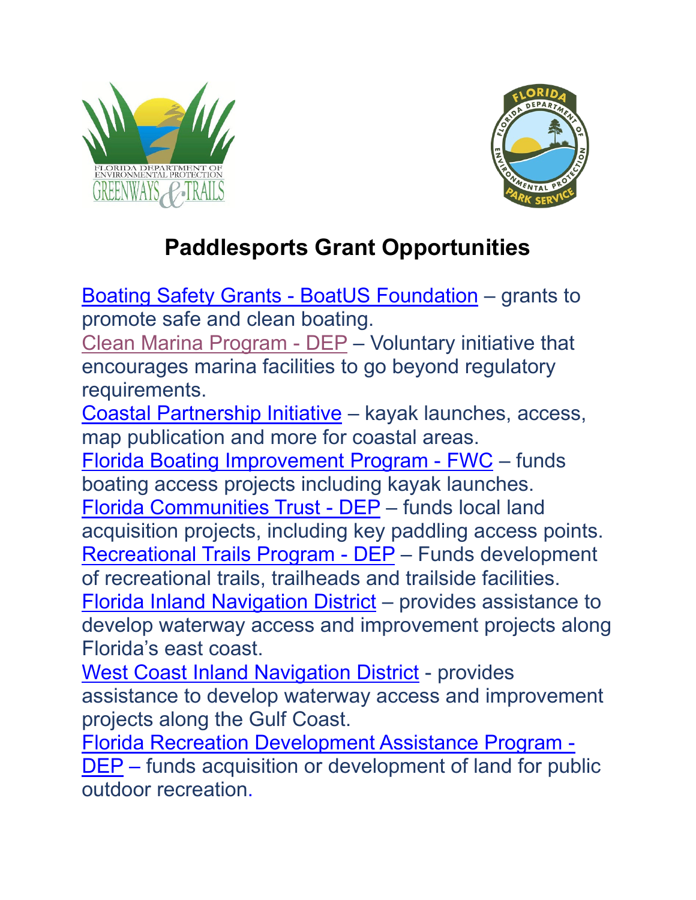# Paddlesports Grant Opportunities

Boating Safety Grants - BoatUS Foundation – grants to promote safe and clean boating.

Clean Marina Program - DEP – Voluntary initiative that encourages marina facilities to go beyond regulatory requirements.

Coastal Partnership Initiative – kayak launches, access, map publication and more for coastal areas.

Florida Boating Improvement Program - FWC – funds boating access projects including kayak launches.

Florida Communities Trust - DEP – funds local land acquisition projects, including key paddling access points.

Recreational Trails Program - DEP – Funds development of recreational trails, trailheads and trailside facilities.

Florida Inland Navigation District – provides assistance to develop waterway access and improvement projects along Florida's east coast.

West Coast Inland Navigation District - provides assistance to develop waterway access and improvement projects along the Gulf Coast.

Florida Recreation Development Assistance Program - DEP – funds acquisition or development of land for public outdoor recreation.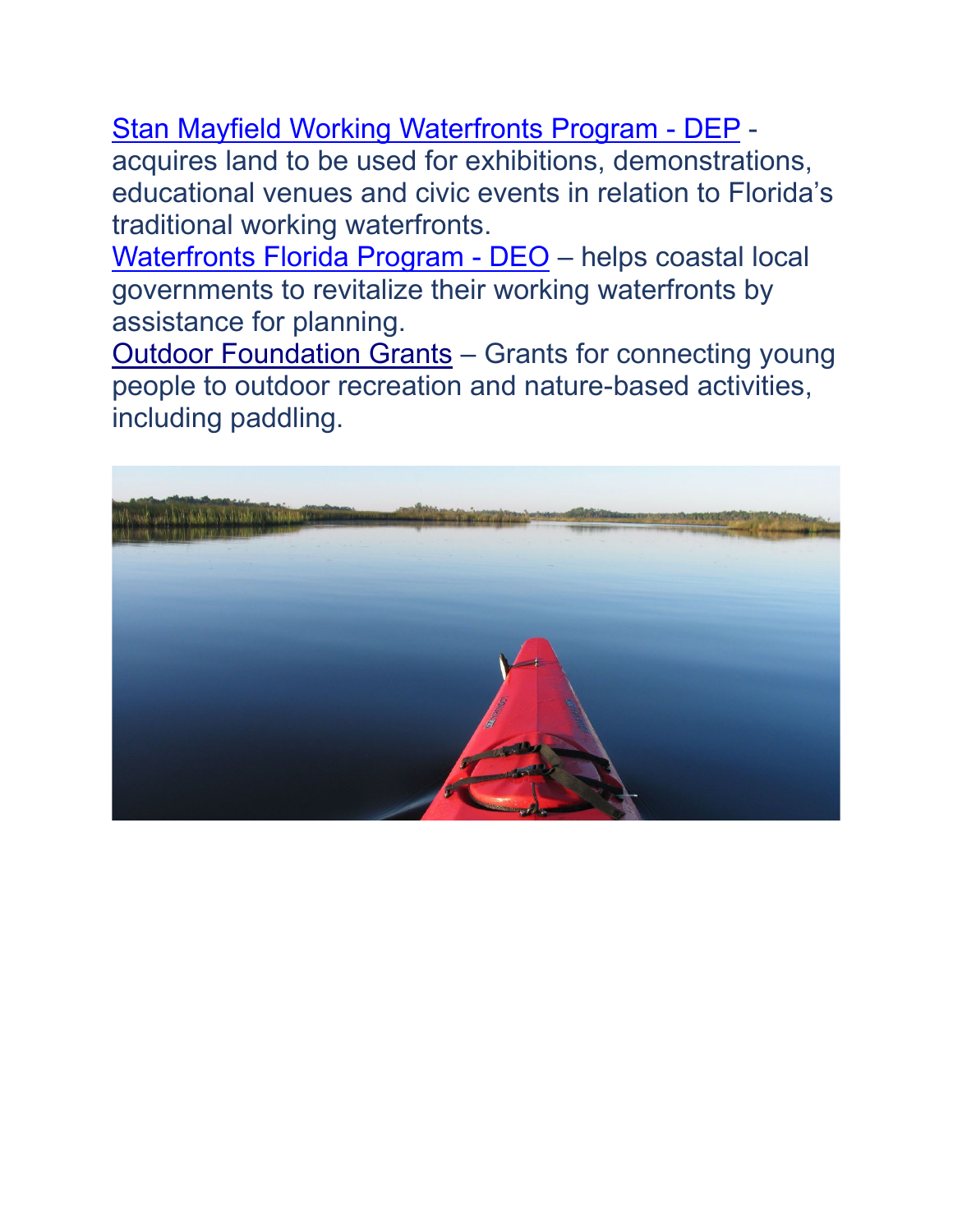Stan Mayfield Working Waterfronts Program - DEP - acquires land to be used for exhibitions, demonstrations, educational venues and civic events in relation to Florida's traditional working waterfronts.

Waterfronts Florida Program - DEO – helps coastal local governments to revitalize their working waterfronts by assistance for planning.

Outdoor Foundation Grants – Grants for connecting young people to outdoor recreation and nature-based activities, including paddling.